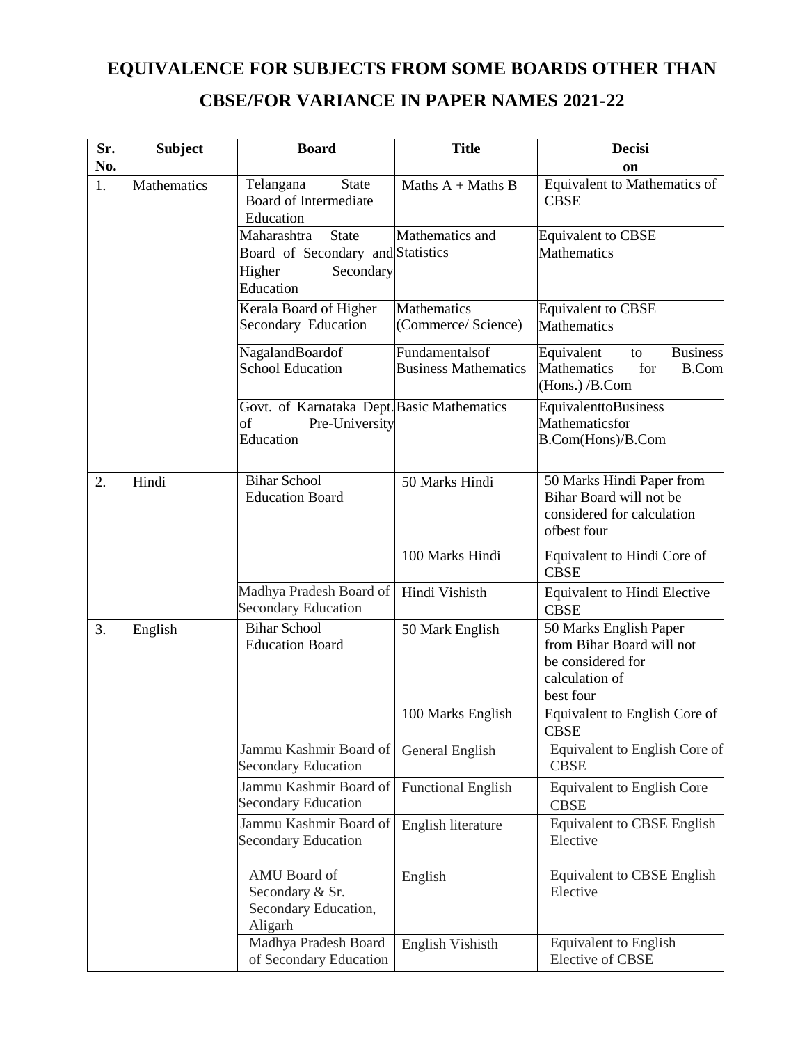# EQUIVALENCE FOR SUBJECTS FROM SOME BOARDS OTHER THAN CBSE/FOR VARIANCE IN PAPER NAMES 2021-22

| Sr. No. | Subject | Board | Title | Decision |
|---|---|---|---|---|
| 1. | Mathematics | Telangana State Board of Intermediate Education | Maths A + Maths B | Equivalent to Mathematics of CBSE |
| | | Maharashtra State Board of Secondary and Higher Secondary Education | Mathematics and Statistics | Equivalent to CBSE Mathematics |
| | | Kerala Board of Higher Secondary Education | Mathematics (Commerce/ Science) | Equivalent to CBSE Mathematics |
| | | NagalandBoardof School Education | Fundamentalsof Business Mathematics | Equivalent to Business Mathematics for B.Com (Hons.) /B.Com |
| | | Govt. of Karnataka Dept. of Pre-University Education | Basic Mathematics | EquivalenttoBusiness Mathematicsfor B.Com(Hons)/B.Com |
| 2. | Hindi | Bihar School Education Board | 50 Marks Hindi | 50 Marks Hindi Paper from Bihar Board will not be considered for calculation ofbest four |
| | | | 100 Marks Hindi | Equivalent to Hindi Core of CBSE |
| | | Madhya Pradesh Board of Secondary Education | Hindi Vishisth | Equivalent to Hindi Elective CBSE |
| 3. | English | Bihar School Education Board | 50 Mark English | 50 Marks English Paper from Bihar Board will not be considered for calculation of best four |
| | | | 100 Marks English | Equivalent to English Core of CBSE |
| | | Jammu Kashmir Board of Secondary Education | General English | Equivalent to English Core of CBSE |
| | | Jammu Kashmir Board of Secondary Education | Functional English | Equivalent to English Core CBSE |
| | | Jammu Kashmir Board of Secondary Education | English literature | Equivalent to CBSE English Elective |
| | | AMU Board of Secondary & Sr. Secondary Education, Aligarh | English | Equivalent to CBSE English Elective |
| | | Madhya Pradesh Board of Secondary Education | English Vishisth | Equivalent to English Elective of CBSE |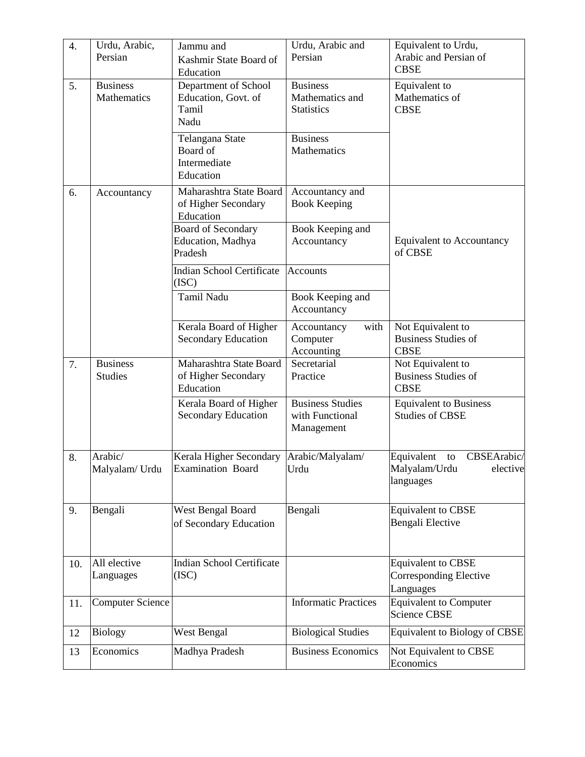| | | | | |
|---|---|---|---|---|
| 4. | Urdu, Arabic, Persian | Jammu and Kashmir State Board of Education | Urdu, Arabic and Persian | Equivalent to Urdu, Arabic and Persian of CBSE |
| 5. | Business Mathematics | Department of School Education, Govt. of Tamil Nadu | Business Mathematics and Statistics | Equivalent to Mathematics of CBSE |
| | | Telangana State Board of Intermediate Education | Business Mathematics | |
| 6. | Accountancy | Maharashtra State Board of Higher Secondary Education | Accountancy and Book Keeping | Equivalent to Accountancy of CBSE |
| | | Board of Secondary Education, Madhya Pradesh | Book Keeping and Accountancy | |
| | | Indian School Certificate (ISC) | Accounts | |
| | | Tamil Nadu | Book Keeping and Accountancy | |
| | | Kerala Board of Higher Secondary Education | Accountancy with Computer Accounting | Not Equivalent to Business Studies of CBSE |
| 7. | Business Studies | Maharashtra State Board of Higher Secondary Education | Secretarial Practice | Not Equivalent to Business Studies of CBSE |
| | | Kerala Board of Higher Secondary Education | Business Studies with Functional Management | Equivalent to Business Studies of CBSE |
| 8. | Arabic/ Malyalam/ Urdu | Kerala Higher Secondary Examination Board | Arabic/Malyalam/ Urdu | Equivalent to CBSEArabic/ Malyalam/Urdu elective languages |
| 9. | Bengali | West Bengal Board of Secondary Education | Bengali | Equivalent to CBSE Bengali Elective |
| 10. | All elective Languages | Indian School Certificate (ISC) | | Equivalent to CBSE Corresponding Elective Languages |
| 11. | Computer Science | | Informatic Practices | Equivalent to Computer Science CBSE |
| 12 | Biology | West Bengal | Biological Studies | Equivalent to Biology of CBSE |
| 13 | Economics | Madhya Pradesh | Business Economics | Not Equivalent to CBSE Economics |